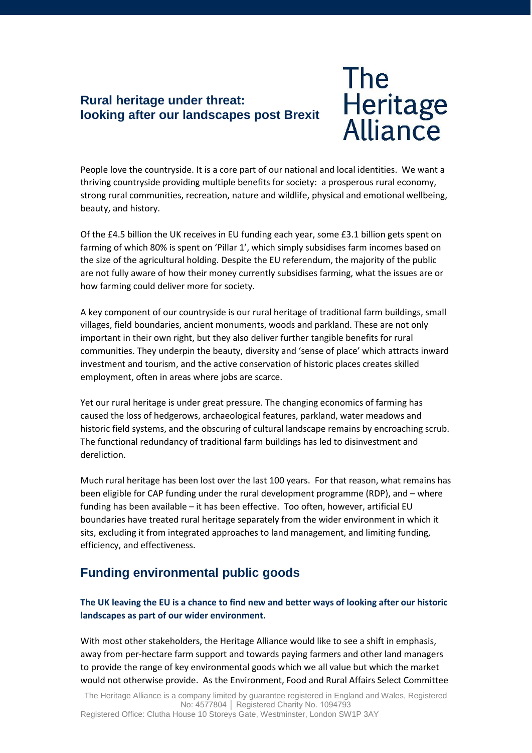# Rural heritage under threat: looking after our landscapes post Brexit

The Heritage Alliance

People love the countryside. It is a core part of our national and local identities. We want a thriving countryside providing multiple benefits for society: a prosperous rural economy, strong rural communities, recreation, nature and wildlife, physical and emotional wellbeing, beauty, and history.

Of the £4.5 billion the UK receives in EU funding each year, some £3.1 billion gets spent on farming of which 80% is spent on 'Pillar 1', which simply subsidises farm incomes based on the size of the agricultural holding. Despite the EU referendum, the majority of the public are not fully aware of how their money currently subsidises farming, what the issues are or how farming could deliver more for society.

A key component of our countryside is our rural heritage of traditional farm buildings, small villages, field boundaries, ancient monuments, woods and parkland. These are not only important in their own right, but they also deliver further tangible benefits for rural communities. They underpin the beauty, diversity and 'sense of place' which attracts inward investment and tourism, and the active conservation of historic places creates skilled employment, often in areas where jobs are scarce.

Yet our rural heritage is under great pressure. The changing economics of farming has caused the loss of hedgerows, archaeological features, parkland, water meadows and historic field systems, and the obscuring of cultural landscape remains by encroaching scrub. The functional redundancy of traditional farm buildings has led to disinvestment and dereliction.

Much rural heritage has been lost over the last 100 years. For that reason, what remains has been eligible for CAP funding under the rural development programme (RDP), and – where funding has been available – it has been effective. Too often, however, artificial EU boundaries have treated rural heritage separately from the wider environment in which it sits, excluding it from integrated approaches to land management, and limiting funding, efficiency, and effectiveness.

## Funding environmental public goods

**The UK leaving the EU is a chance to find new and better ways of looking after our historic landscapes as part of our wider environment.**

With most other stakeholders, the Heritage Alliance would like to see a shift in emphasis, away from per-hectare farm support and towards paying farmers and other land managers to provide the range of key environmental goods which we all value but which the market would not otherwise provide. As the Environment, Food and Rural Affairs Select Committee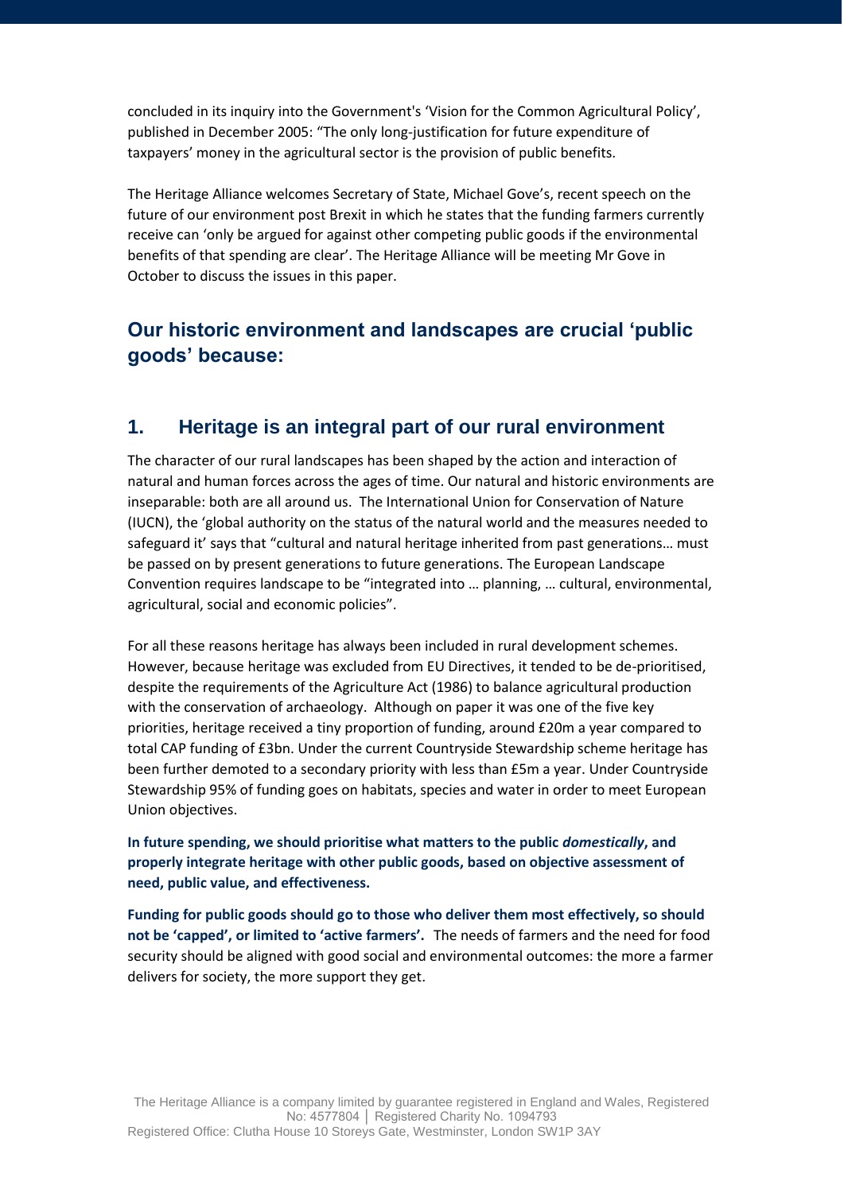concluded in its inquiry into the Government's 'Vision for the Common Agricultural Policy', published in December 2005: "The only long-justification for future expenditure of taxpayers' money in the agricultural sector is the provision of public benefits.

The Heritage Alliance welcomes Secretary of State, Michael Gove's, recent speech on the future of our environment post Brexit in which he states that the funding farmers currently receive can 'only be argued for against other competing public goods if the environmental benefits of that spending are clear'. The Heritage Alliance will be meeting Mr Gove in October to discuss the issues in this paper.

## Our historic environment and landscapes are crucial 'public goods' because:

## 1. Heritage is an integral part of our rural environment

The character of our rural landscapes has been shaped by the action and interaction of natural and human forces across the ages of time. Our natural and historic environments are inseparable: both are all around us. The International Union for Conservation of Nature (IUCN), the 'global authority on the status of the natural world and the measures needed to safeguard it' says that "cultural and natural heritage inherited from past generations… must be passed on by present generations to future generations. The European Landscape Convention requires landscape to be "integrated into … planning, … cultural, environmental, agricultural, social and economic policies".

For all these reasons heritage has always been included in rural development schemes. However, because heritage was excluded from EU Directives, it tended to be de-prioritised, despite the requirements of the Agriculture Act (1986) to balance agricultural production with the conservation of archaeology. Although on paper it was one of the five key priorities, heritage received a tiny proportion of funding, around £20m a year compared to total CAP funding of £3bn. Under the current Countryside Stewardship scheme heritage has been further demoted to a secondary priority with less than £5m a year. Under Countryside Stewardship 95% of funding goes on habitats, species and water in order to meet European Union objectives.

**In future spending, we should prioritise what matters to the public *domestically*, and properly integrate heritage with other public goods, based on objective assessment of need, public value, and effectiveness.**

**Funding for public goods should go to those who deliver them most effectively, so should not be 'capped', or limited to 'active farmers'.** The needs of farmers and the need for food security should be aligned with good social and environmental outcomes: the more a farmer delivers for society, the more support they get.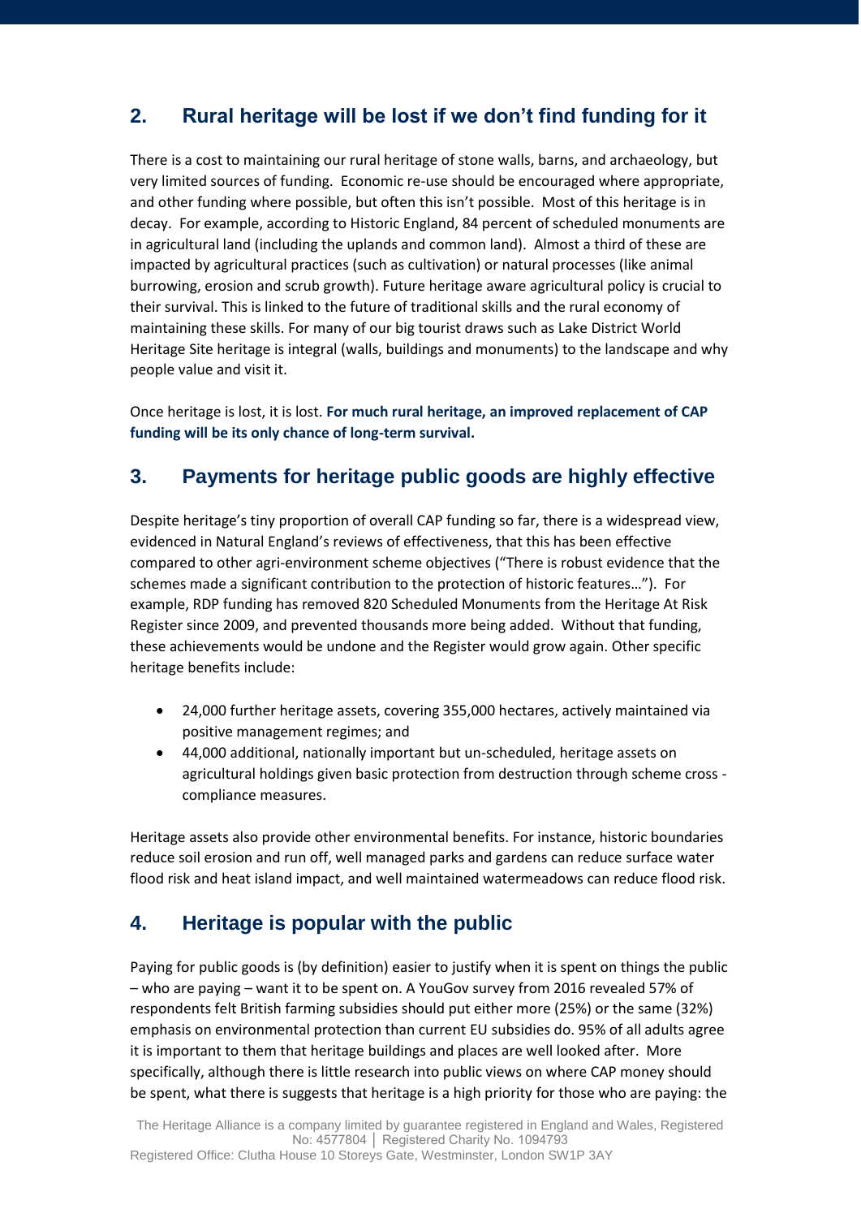## 2. Rural heritage will be lost if we don't find funding for it

There is a cost to maintaining our rural heritage of stone walls, barns, and archaeology, but very limited sources of funding. Economic re-use should be encouraged where appropriate, and other funding where possible, but often this isn't possible. Most of this heritage is in decay. For example, according to Historic England, 84 percent of scheduled monuments are in agricultural land (including the uplands and common land). Almost a third of these are impacted by agricultural practices (such as cultivation) or natural processes (like animal burrowing, erosion and scrub growth). Future heritage aware agricultural policy is crucial to their survival. This is linked to the future of traditional skills and the rural economy of maintaining these skills. For many of our big tourist draws such as Lake District World Heritage Site heritage is integral (walls, buildings and monuments) to the landscape and why people value and visit it.

Once heritage is lost, it is lost. **For much rural heritage, an improved replacement of CAP funding will be its only chance of long-term survival.**

## 3. Payments for heritage public goods are highly effective

Despite heritage's tiny proportion of overall CAP funding so far, there is a widespread view, evidenced in Natural England's reviews of effectiveness, that this has been effective compared to other agri-environment scheme objectives ("There is robust evidence that the schemes made a significant contribution to the protection of historic features…"). For example, RDP funding has removed 820 Scheduled Monuments from the Heritage At Risk Register since 2009, and prevented thousands more being added. Without that funding, these achievements would be undone and the Register would grow again. Other specific heritage benefits include:

- 24,000 further heritage assets, covering 355,000 hectares, actively maintained via positive management regimes; and
- 44,000 additional, nationally important but un-scheduled, heritage assets on agricultural holdings given basic protection from destruction through scheme cross - compliance measures.

Heritage assets also provide other environmental benefits. For instance, historic boundaries reduce soil erosion and run off, well managed parks and gardens can reduce surface water flood risk and heat island impact, and well maintained watermeadows can reduce flood risk.

## 4. Heritage is popular with the public

Paying for public goods is (by definition) easier to justify when it is spent on things the public – who are paying – want it to be spent on. A YouGov survey from 2016 revealed 57% of respondents felt British farming subsidies should put either more (25%) or the same (32%) emphasis on environmental protection than current EU subsidies do. 95% of all adults agree it is important to them that heritage buildings and places are well looked after. More specifically, although there is little research into public views on where CAP money should be spent, what there is suggests that heritage is a high priority for those who are paying: the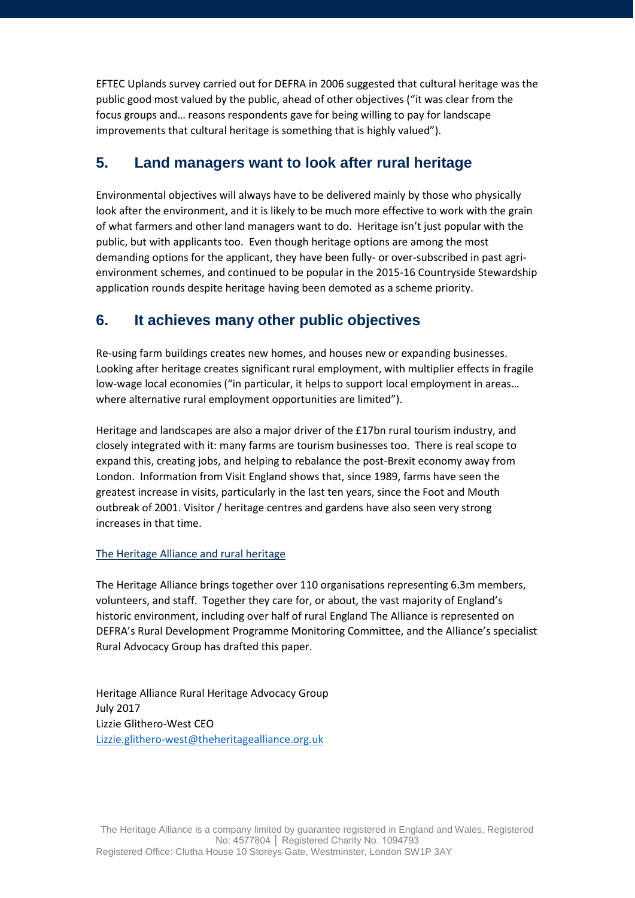EFTEC Uplands survey carried out for DEFRA in 2006 suggested that cultural heritage was the public good most valued by the public, ahead of other objectives ("it was clear from the focus groups and… reasons respondents gave for being willing to pay for landscape improvements that cultural heritage is something that is highly valued").

## 5. Land managers want to look after rural heritage

Environmental objectives will always have to be delivered mainly by those who physically look after the environment, and it is likely to be much more effective to work with the grain of what farmers and other land managers want to do. Heritage isn't just popular with the public, but with applicants too. Even though heritage options are among the most demanding options for the applicant, they have been fully- or over-subscribed in past agri-environment schemes, and continued to be popular in the 2015-16 Countryside Stewardship application rounds despite heritage having been demoted as a scheme priority.

## 6. It achieves many other public objectives

Re-using farm buildings creates new homes, and houses new or expanding businesses. Looking after heritage creates significant rural employment, with multiplier effects in fragile low-wage local economies ("in particular, it helps to support local employment in areas… where alternative rural employment opportunities are limited").

Heritage and landscapes are also a major driver of the £17bn rural tourism industry, and closely integrated with it: many farms are tourism businesses too. There is real scope to expand this, creating jobs, and helping to rebalance the post-Brexit economy away from London. Information from Visit England shows that, since 1989, farms have seen the greatest increase in visits, particularly in the last ten years, since the Foot and Mouth outbreak of 2001. Visitor / heritage centres and gardens have also seen very strong increases in that time.

The Heritage Alliance and rural heritage

The Heritage Alliance brings together over 110 organisations representing 6.3m members, volunteers, and staff. Together they care for, or about, the vast majority of England's historic environment, including over half of rural England The Alliance is represented on DEFRA's Rural Development Programme Monitoring Committee, and the Alliance's specialist Rural Advocacy Group has drafted this paper.

Heritage Alliance Rural Heritage Advocacy Group
July 2017
Lizzie Glithero-West CEO
Lizzie.glithero-west@theheritagealliance.org.uk

The Heritage Alliance is a company limited by guarantee registered in England and Wales, Registered No: 4577804 | Registered Charity No. 1094793
Registered Office: Clutha House 10 Storeys Gate, Westminster, London SW1P 3AY